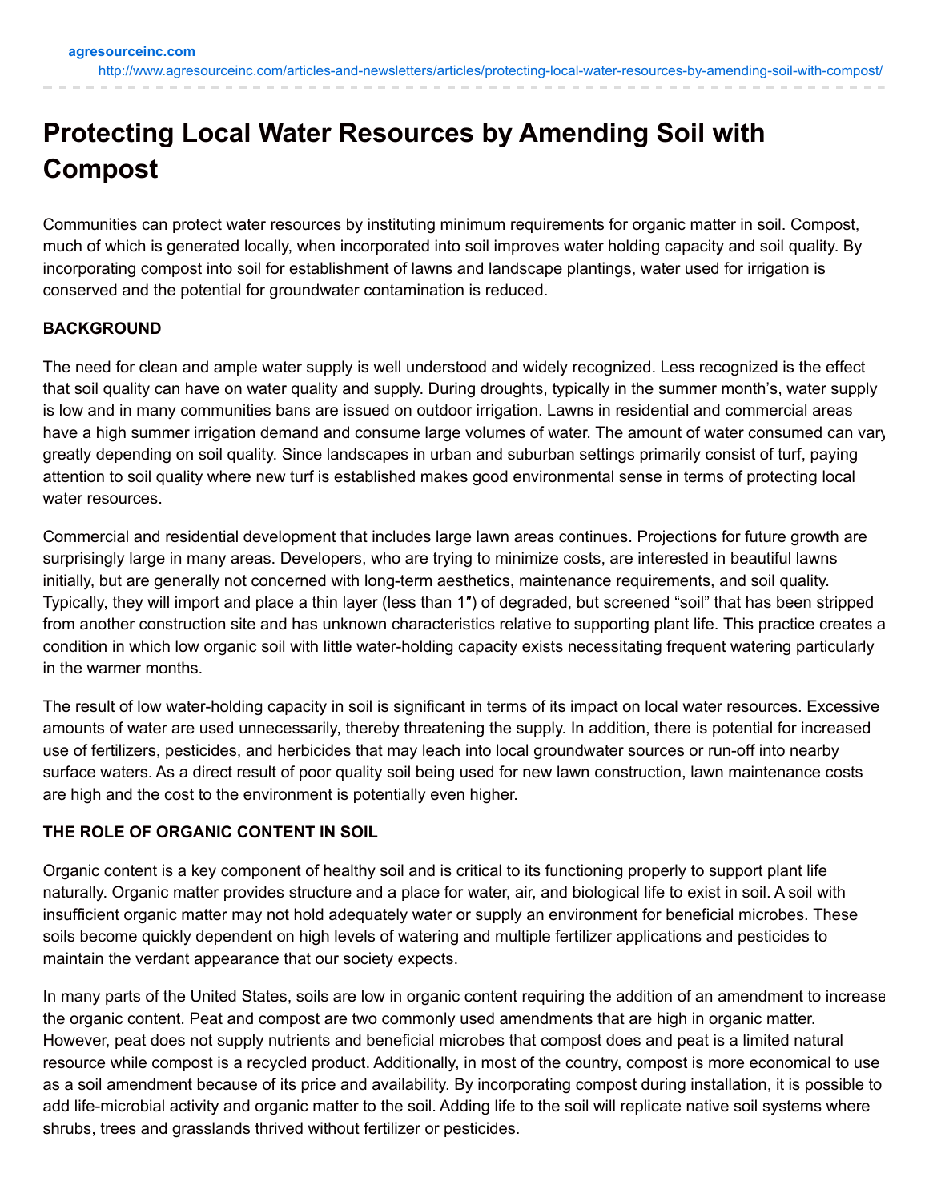agresourceinc.com
http://www.agresourceinc.com/articles-and-newsletters/articles/protecting-local-water-resources-by-amending-soil-with-compost/

# Protecting Local Water Resources by Amending Soil with Compost

Communities can protect water resources by instituting minimum requirements for organic matter in soil. Compost, much of which is generated locally, when incorporated into soil improves water holding capacity and soil quality. By incorporating compost into soil for establishment of lawns and landscape plantings, water used for irrigation is conserved and the potential for groundwater contamination is reduced.

**BACKGROUND**

The need for clean and ample water supply is well understood and widely recognized. Less recognized is the effect that soil quality can have on water quality and supply. During droughts, typically in the summer month's, water supply is low and in many communities bans are issued on outdoor irrigation. Lawns in residential and commercial areas have a high summer irrigation demand and consume large volumes of water. The amount of water consumed can vary greatly depending on soil quality. Since landscapes in urban and suburban settings primarily consist of turf, paying attention to soil quality where new turf is established makes good environmental sense in terms of protecting local water resources.

Commercial and residential development that includes large lawn areas continues. Projections for future growth are surprisingly large in many areas. Developers, who are trying to minimize costs, are interested in beautiful lawns initially, but are generally not concerned with long-term aesthetics, maintenance requirements, and soil quality. Typically, they will import and place a thin layer (less than 1″) of degraded, but screened "soil" that has been stripped from another construction site and has unknown characteristics relative to supporting plant life. This practice creates a condition in which low organic soil with little water-holding capacity exists necessitating frequent watering particularly in the warmer months.

The result of low water-holding capacity in soil is significant in terms of its impact on local water resources. Excessive amounts of water are used unnecessarily, thereby threatening the supply. In addition, there is potential for increased use of fertilizers, pesticides, and herbicides that may leach into local groundwater sources or run-off into nearby surface waters. As a direct result of poor quality soil being used for new lawn construction, lawn maintenance costs are high and the cost to the environment is potentially even higher.

**THE ROLE OF ORGANIC CONTENT IN SOIL**

Organic content is a key component of healthy soil and is critical to its functioning properly to support plant life naturally. Organic matter provides structure and a place for water, air, and biological life to exist in soil. A soil with insufficient organic matter may not hold adequately water or supply an environment for beneficial microbes. These soils become quickly dependent on high levels of watering and multiple fertilizer applications and pesticides to maintain the verdant appearance that our society expects.

In many parts of the United States, soils are low in organic content requiring the addition of an amendment to increase the organic content. Peat and compost are two commonly used amendments that are high in organic matter. However, peat does not supply nutrients and beneficial microbes that compost does and peat is a limited natural resource while compost is a recycled product. Additionally, in most of the country, compost is more economical to use as a soil amendment because of its price and availability. By incorporating compost during installation, it is possible to add life-microbial activity and organic matter to the soil. Adding life to the soil will replicate native soil systems where shrubs, trees and grasslands thrived without fertilizer or pesticides.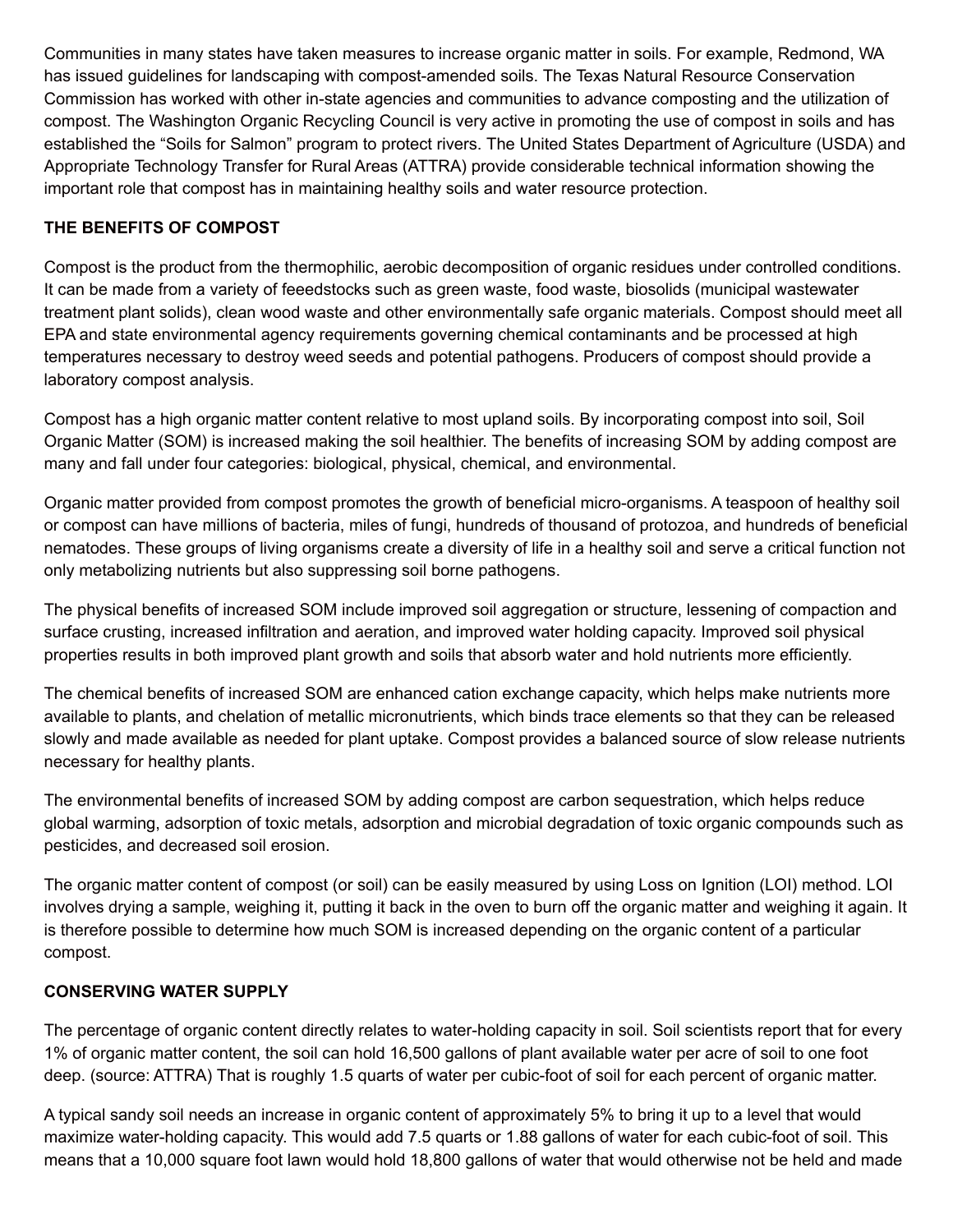Communities in many states have taken measures to increase organic matter in soils. For example, Redmond, WA has issued guidelines for landscaping with compost-amended soils. The Texas Natural Resource Conservation Commission has worked with other in-state agencies and communities to advance composting and the utilization of compost. The Washington Organic Recycling Council is very active in promoting the use of compost in soils and has established the “Soils for Salmon” program to protect rivers. The United States Department of Agriculture (USDA) and Appropriate Technology Transfer for Rural Areas (ATTRA) provide considerable technical information showing the important role that compost has in maintaining healthy soils and water resource protection.

**THE BENEFITS OF COMPOST**

Compost is the product from the thermophilic, aerobic decomposition of organic residues under controlled conditions. It can be made from a variety of feeedstocks such as green waste, food waste, biosolids (municipal wastewater treatment plant solids), clean wood waste and other environmentally safe organic materials. Compost should meet all EPA and state environmental agency requirements governing chemical contaminants and be processed at high temperatures necessary to destroy weed seeds and potential pathogens. Producers of compost should provide a laboratory compost analysis.

Compost has a high organic matter content relative to most upland soils. By incorporating compost into soil, Soil Organic Matter (SOM) is increased making the soil healthier. The benefits of increasing SOM by adding compost are many and fall under four categories: biological, physical, chemical, and environmental.

Organic matter provided from compost promotes the growth of beneficial micro-organisms. A teaspoon of healthy soil or compost can have millions of bacteria, miles of fungi, hundreds of thousand of protozoa, and hundreds of beneficial nematodes. These groups of living organisms create a diversity of life in a healthy soil and serve a critical function not only metabolizing nutrients but also suppressing soil borne pathogens.

The physical benefits of increased SOM include improved soil aggregation or structure, lessening of compaction and surface crusting, increased infiltration and aeration, and improved water holding capacity. Improved soil physical properties results in both improved plant growth and soils that absorb water and hold nutrients more efficiently.

The chemical benefits of increased SOM are enhanced cation exchange capacity, which helps make nutrients more available to plants, and chelation of metallic micronutrients, which binds trace elements so that they can be released slowly and made available as needed for plant uptake. Compost provides a balanced source of slow release nutrients necessary for healthy plants.

The environmental benefits of increased SOM by adding compost are carbon sequestration, which helps reduce global warming, adsorption of toxic metals, adsorption and microbial degradation of toxic organic compounds such as pesticides, and decreased soil erosion.

The organic matter content of compost (or soil) can be easily measured by using Loss on Ignition (LOI) method. LOI involves drying a sample, weighing it, putting it back in the oven to burn off the organic matter and weighing it again. It is therefore possible to determine how much SOM is increased depending on the organic content of a particular compost.

**CONSERVING WATER SUPPLY**

The percentage of organic content directly relates to water-holding capacity in soil. Soil scientists report that for every 1% of organic matter content, the soil can hold 16,500 gallons of plant available water per acre of soil to one foot deep. (source: ATTRA) That is roughly 1.5 quarts of water per cubic-foot of soil for each percent of organic matter.

A typical sandy soil needs an increase in organic content of approximately 5% to bring it up to a level that would maximize water-holding capacity. This would add 7.5 quarts or 1.88 gallons of water for each cubic-foot of soil. This means that a 10,000 square foot lawn would hold 18,800 gallons of water that would otherwise not be held and made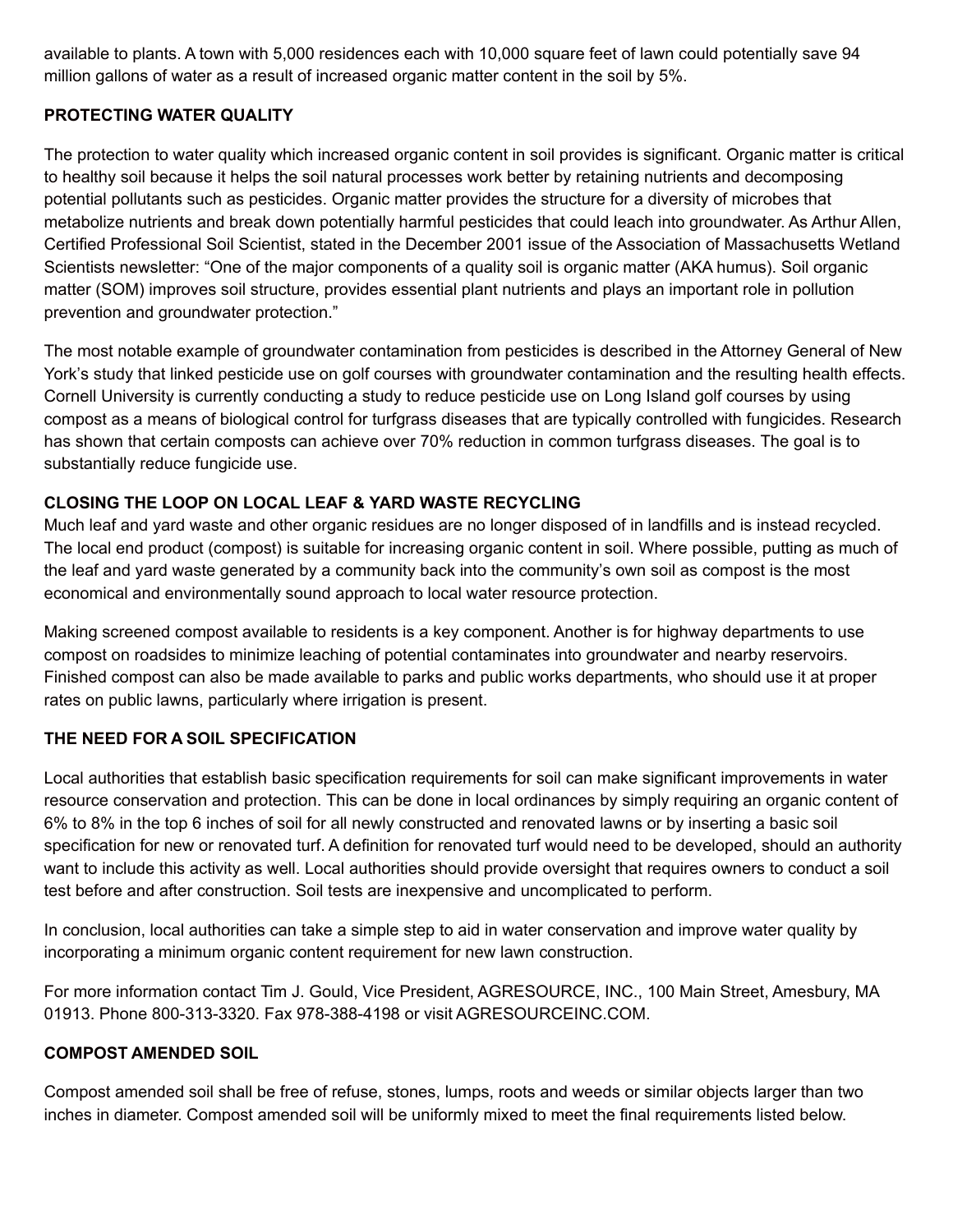available to plants. A town with 5,000 residences each with 10,000 square feet of lawn could potentially save 94 million gallons of water as a result of increased organic matter content in the soil by 5%.

### PROTECTING WATER QUALITY

The protection to water quality which increased organic content in soil provides is significant. Organic matter is critical to healthy soil because it helps the soil natural processes work better by retaining nutrients and decomposing potential pollutants such as pesticides. Organic matter provides the structure for a diversity of microbes that metabolize nutrients and break down potentially harmful pesticides that could leach into groundwater. As Arthur Allen, Certified Professional Soil Scientist, stated in the December 2001 issue of the Association of Massachusetts Wetland Scientists newsletter: "One of the major components of a quality soil is organic matter (AKA humus). Soil organic matter (SOM) improves soil structure, provides essential plant nutrients and plays an important role in pollution prevention and groundwater protection."

The most notable example of groundwater contamination from pesticides is described in the Attorney General of New York's study that linked pesticide use on golf courses with groundwater contamination and the resulting health effects. Cornell University is currently conducting a study to reduce pesticide use on Long Island golf courses by using compost as a means of biological control for turfgrass diseases that are typically controlled with fungicides. Research has shown that certain composts can achieve over 70% reduction in common turfgrass diseases. The goal is to substantially reduce fungicide use.

### CLOSING THE LOOP ON LOCAL LEAF & YARD WASTE RECYCLING

Much leaf and yard waste and other organic residues are no longer disposed of in landfills and is instead recycled. The local end product (compost) is suitable for increasing organic content in soil. Where possible, putting as much of the leaf and yard waste generated by a community back into the community's own soil as compost is the most economical and environmentally sound approach to local water resource protection.

Making screened compost available to residents is a key component. Another is for highway departments to use compost on roadsides to minimize leaching of potential contaminates into groundwater and nearby reservoirs. Finished compost can also be made available to parks and public works departments, who should use it at proper rates on public lawns, particularly where irrigation is present.

### THE NEED FOR A SOIL SPECIFICATION

Local authorities that establish basic specification requirements for soil can make significant improvements in water resource conservation and protection. This can be done in local ordinances by simply requiring an organic content of 6% to 8% in the top 6 inches of soil for all newly constructed and renovated lawns or by inserting a basic soil specification for new or renovated turf. A definition for renovated turf would need to be developed, should an authority want to include this activity as well. Local authorities should provide oversight that requires owners to conduct a soil test before and after construction. Soil tests are inexpensive and uncomplicated to perform.

In conclusion, local authorities can take a simple step to aid in water conservation and improve water quality by incorporating a minimum organic content requirement for new lawn construction.

For more information contact Tim J. Gould, Vice President, AGRESOURCE, INC., 100 Main Street, Amesbury, MA 01913. Phone 800-313-3320. Fax 978-388-4198 or visit AGRESOURCEINC.COM.

### COMPOST AMENDED SOIL

Compost amended soil shall be free of refuse, stones, lumps, roots and weeds or similar objects larger than two inches in diameter. Compost amended soil will be uniformly mixed to meet the final requirements listed below.